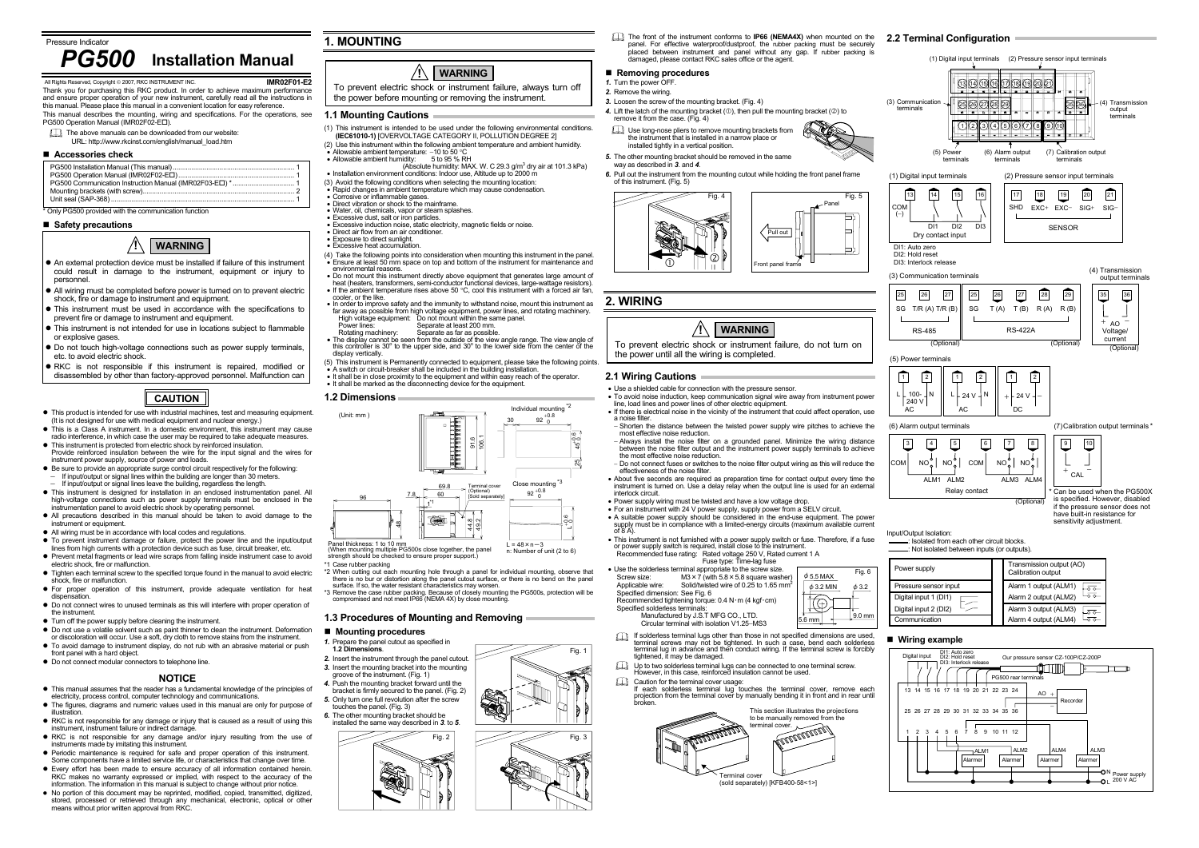Pressure Indicator

# PG500 Installation Manual

All Rights Reserved, Copyright © 2007, RKC INSTRUMENT INC. **IMR02F01-E2**

Thank you for purchasing this RKC product. In order to achieve maximum performance and ensure proper operation of your new instrument, carefully read all the instructions in this manual. Please place this manual in a convenient location for easy reference.

This manual describes the mounting, wiring and specifications. For the operations, see PG500 Operation Manual (IMR02F02-E□).

The above manuals can be downloaded from our website:
URL: http://www.rkcinst.com/english/manual_load.htm

## ■ Accessories check

PG500 Installation Manual (This manual) .................... 1
PG500 Operation Manual (IMR02F02-E□) .................... 1
PG500 Communication Instruction Manual (IMR02F03-E□) * .................... 1
Mounting brackets (with screw) .................... 2
Unit seal (SAP-368) .................... 1

\* Only PG500 provided with the communication function

## ■ Safety precautions

**WARNING**

- An external protection device must be installed if failure of this instrument could result in damage to the instrument, equipment or injury to personnel.
- All wiring must be completed before power is turned on to prevent electric shock, fire or damage to instrument and equipment.
- This instrument must be used in accordance with the specifications to prevent fire or damage to instrument and equipment.
- This instrument is not intended for use in locations subject to flammable or explosive gases.
- Do not touch high-voltage connections such as power supply terminals, etc. to avoid electric shock.
- RKC is not responsible if this instrument is repaired, modified or disassembled by other than factory-approved personnel. Malfunction can

**CAUTION**

- This product is intended for use with industrial machines, test and measuring equipment. (It is not designed for use with medical equipment and nuclear energy.)
- This is a Class A instrument. In a domestic environment, this instrument may cause radio interference, in which case the user may be required to take adequate measures.
- This instrument is protected from electric shock by reinforced insulation. Provide reinforced insulation between the wire for the input signal and the wires for instrument power supply, source of power and loads.
- Be sure to provide an appropriate surge control circuit respectively for the following:
  - If input/output or signal lines within the building are longer than 30 meters.
  - If input/output or signal lines leave the building, regardless the length.
- This instrument is designed for installation in an enclosed instrumentation panel. All high-voltage connections such as power supply terminals must be enclosed in the instrumentation panel to avoid electric shock by operating personnel.
- All precautions described in this manual should be taken to avoid damage to the instrument or equipment.
- All wiring must be in accordance with local codes and regulations.
- To prevent instrument damage or failure, protect the power line and the input/output lines from high currents with a protection device such as fuse, circuit breaker, etc.
- Prevent metal fragments or lead wire scraps from falling inside instrument case to avoid electric shock, fire or malfunction.
- Tighten each terminal screw to the specified torque found in the manual to avoid electric shock, fire or malfunction.
- For proper operation of this instrument, provide adequate ventilation for heat dispensation.
- Do not connect wires to unused terminals as this will interfere with proper operation of the instrument.
- Turn off the power supply before cleaning the instrument.
- Do not use a volatile solvent such as paint thinner to clean the instrument. Deformation or discoloration will occur. Use a soft, dry cloth to remove stains from the instrument.
- To avoid damage to instrument display, do not rub with an abrasive material or push front panel with a hard object.
- Do not connect modular connectors to telephone line.

**NOTICE**

- This manual assumes that the reader has a fundamental knowledge of the principles of electricity, process control, computer technology and communications.
- The figures, diagrams and numeric values used in this manual are only for purpose of illustration.
- RKC is not responsible for any damage or injury that is caused as a result of using this instrument, instrument failure or indirect damage.
- RKC is not responsible for any damage and/or injury resulting from the use of instruments made by imitating this instrument.
- Periodic maintenance is required for safe and proper operation of this instrument. Some components have a limited service life, or characteristics that change over time.
- Every effort has been made to ensure accuracy of all information contained herein. RKC makes no warranty expressed or implied, with respect to the accuracy of the information. The information in this manual is subject to change without prior notice.
- No portion of this document may be reprinted, modified, copied, transmitted, digitized, stored, processed or retrieved through any mechanical, electronic, optical or other means without prior written approval from RKC.

# 1. MOUNTING

**WARNING**

To prevent electric shock or instrument failure, always turn off the power before mounting or removing the instrument.

## 1.1 Mounting Cautions

(1) This instrument is intended to be used under the following environmental conditions. **(IEC61010-1)** [OVERVOLTAGE CATEGORY II, POLLUTION DEGREE 2]

(2) Use this instrument within the following ambient temperature and ambient humidity.
- Allowable ambient temperature: −10 to 50 °C
- Allowable ambient humidity: 5 to 95 % RH (Absolute humidity: MAX. W. C 29.3 g/m³ dry air at 101.3 kPa)
- Installation environment conditions: Indoor use, Altitude up to 2000 m

(3) Avoid the following conditions when selecting the mounting location:
- Rapid changes in ambient temperature which may cause condensation.
- Corrosive or inflammable gases.
- Direct vibration or shock to the mainframe.
- Water, oil, chemicals, vapor or steam splashes.
- Excessive dust, salt or iron particles.
- Excessive induction noise, static electricity, magnetic fields or noise.
- Direct air flow from an air conditioner.
- Exposure to direct sunlight.
- Excessive heat accumulation.

(4) Take the following points into consideration when mounting this instrument in the panel.
- Ensure at least 50 mm space on top and bottom of the instrument for maintenance and environmental reasons.
- Do not mount this instrument directly above equipment that generates large amount of heat (heaters, transformers, semi-conductor functional devices, large-wattage resistors).
- If the ambient temperature rises above 50 °C, cool this instrument with a forced air fan, cooler, or the like.
- In order to improve safety and the immunity to withstand noise, mount this instrument as far away as possible from high voltage equipment, power lines, and rotating machinery.
  High voltage equipment: Do not mount within the same panel.
  Power lines: Separate at least 200 mm.
  Rotating machinery: Separate as far as possible.
- The display cannot be seen from the outside of the view angle range. The view angle of this controller is 30° to the upper side, and 30° to the lower side from the center of the display vertically.

(5) This instrument is Permanently connected to equipment, please take the following points.
- A switch or circuit-breaker shall be included in the building installation.
- It shall be in close proximity to the equipment and within easy reach of the operator.
- It shall be marked as the disconnecting device for the equipment.

## 1.2 Dimensions

(Unit: mm)

Dimensions: 96; 7.8; 69.8; 60; 91.6; 106.1; 48; 44.8; 49.2; Terminal cover (Optional) [Sold separately]; T*1

Individual mounting *2: 30; $92^{+0.8}_{0}$; $45^{+0.6}_{0}$; 25

Close mounting *3: $92^{+0.8}_{0}$; $L^{+0.6}_{0}$; L = 48 × n − 3, n: Number of unit (2 to 6)

Panel thickness: 1 to 10 mm
(When mounting multiple PG500s close together, the panel strength should be checked to ensure proper support.)

\*1 Case rubber packing
\*2 When cutting out each mounting hole through a panel for individual mounting, observe that there is no bur or distortion along the panel cutout surface, or there is no bend on the panel surface. If so, the water resistant characteristics may worsen.
\*3 Remove the case rubber packing. Because of closely mounting the PG500s, protection will be compromised and not meet IP66 (NEMA 4X) by close mounting.

## 1.3 Procedures of Mounting and Removing

### ■ Mounting procedures

1. Prepare the panel cutout as specified in **1.2 Dimensions**.
2. Insert the instrument through the panel cutout.
3. Insert the mounting bracket into the mounting groove of the instrument. (Fig. 1)
4. Push the mounting bracket forward until the bracket is firmly secured to the panel. (Fig. 2)
5. Only turn one full revolution after the screw touches the panel. (Fig. 3)
6. The other mounting bracket should be installed the same way described in *3*. to *5*.

Fig. 1 Fig. 2 Fig. 3

The front of the instrument conforms to **IP66 (NEMA4X)** when mounted on the panel. For effective waterproof/dustproof, the rubber packing must be securely placed between instrument and panel without any gap. If rubber packing is damaged, please contact RKC sales office or the agent.

### ■ Removing procedures

1. Turn the power OFF.
2. Remove the wiring.
3. Loosen the screw of the mounting bracket. (Fig. 4)
4. Lift the latch of the mounting bracket (①), then pull the mounting bracket (②) to remove it from the case. (Fig. 4)

   Use long-nose pliers to remove mounting brackets from the instrument that is installed in a narrow place or installed tightly in a vertical position.
5. The other mounting bracket should be removed in the same way as described in *3*. and *4*.
6. Pull out the instrument from the mounting cutout while holding the front panel frame of this instrument. (Fig. 5)

Fig. 4 Fig. 5 (Panel, Pull out, Front panel frame)

# 2. WIRING

**WARNING**

To prevent electric shock or instrument failure, do not turn on the power until all the wiring is completed.

## 2.1 Wiring Cautions

- Use a shielded cable for connection with the pressure sensor.
- To avoid noise induction, keep communication signal wire away from instrument power line, load lines and power lines of other electric equipment.
- If there is electrical noise in the vicinity of the instrument that could affect operation, use a noise filter.
  - Shorten the distance between the twisted power supply wire pitches to achieve the most effective noise reduction.
  - Always install the noise filter on a grounded panel. Minimize the wiring distance between the noise filter output and the instrument power supply terminals to achieve the most effective noise reduction.
  - Do not connect fuses or switches to the noise filter output wiring as this will reduce the effectiveness of the noise filter.
- About five seconds are required as preparation time for contact output every time the instrument is turned on. Use a delay relay when the output line is used for an external interlock circuit.
- Power supply wiring must be twisted and have a low voltage drop.
- For an instrument with 24 V power supply, supply power from a SELV circuit.
- A suitable power supply should be considered in the end-use equipment. The power supply must be in compliance with a limited-energy circuits (maximum available current of 8 A).
- This instrument is not furnished with a power supply switch or fuse. Therefore, if a fuse or power supply switch is required, install close to the instrument.
  Recommended fuse rating: Rated voltage 250 V, Rated current 1 A
  Fuse type: Time-lag fuse
- Use the solderless terminal appropriate to the screw size.
  Screw size: M3 × 7 (with 5.8 × 5.8 square washer)
  Applicable wire: Solid/twisted wire of 0.25 to 1.65 mm²
  Specified dimension: See Fig. 6
  Recommended tightening torque: 0.4 N·m (4 kgf·cm)
  Specified solderless terminals:
  Manufactured by J.S.T MFG CO., LTD.
  Circular terminal with isolation V1.25–MS3

Fig. 6: φ 5.5 MAX, φ 3.2 MIN, φ 3.2, 5.6 mm, 9.0 mm

If solderless terminal lugs other than those in not specified dimensions are used, terminal screws may not be tightened. In such a case, bend each solderless terminal lug in advance and then conduct wiring. If the terminal screw is forcibly tightened, it may be damaged.

Up to two solderless terminal lugs can be connected to one terminal screw. However, in this case, reinforced insulation cannot be used.

Caution for the terminal cover usage:
If each solderless terminal lug touches the terminal cover, remove each projection from the terminal cover by manually bending it in front and in rear until broken.

This section illustrates the projections to be manually removed from the terminal cover.

Terminal cover (sold separately) [KFB400-58<1>]

## 2.2 Terminal Configuration

(1) Digital input terminals (2) Pressure sensor input terminals (3) Communication terminals (4) Transmission output terminals (5) Power terminals (6) Alarm output terminals (7) Calibration output terminals

**(1) Digital input terminals**: 13 COM (−), 14 DI1, 15 DI2, 16 DI3 — Dry contact input
DI1: Auto zero
DI2: Hold reset
DI3: Interlock release

**(2) Pressure sensor input terminals**: 17 SHD, 18 EXC+, 19 EXC−, 20 SIG+, 21 SIG− — SENSOR

**(3) Communication terminals**
RS-485 (Optional): 25 SG, 26 T/R (A), 27 T/R (B)
RS-422A (Optional): 25 SG, 26 T (A), 27 T (B), 28 R (A), 29 R (B)

**(4) Transmission output terminals**: 35 (+), 36 (−) AO Voltage/current (Optional)

**(5) Power terminals**: 1 L, 2 N — 100–240 V AC; 1 L, 2 N — 24 V AC; 1 (+), 2 (−) — 24 V DC

**(6) Alarm output terminals**: 3 COM, 4 NO (ALM1), 5 NO (ALM2), 6 COM, 7 NO (ALM3), 8 NO (ALM4) — Relay contact (Optional)

**(7) Calibration output terminals \***: 9 (+), 10 (−) CAL

\* Can be used when the PG500X is specified. However, disabled if the pressure sensor does not have built-in resistance for sensitivity adjustment.

Input/Output Isolation:
——: Isolated from each other circuit blocks.
- - -: Not isolated between inputs (or outputs).

| | |
|---|---|
| Power supply | Transmission output (AO) Calibration output |
| Pressure sensor input | Alarm 1 output (ALM1) |
| Digital input 1 (DI1) | Alarm 2 output (ALM2) |
| Digital input 2 (DI2) | Alarm 3 output (ALM3) |
| Communication | Alarm 4 output (ALM4) |

### ■ Wiring example

Digital input (DI1: Auto zero, DI2: Hold reset, DI3: Interlock release); Our pressure sensor CZ-100P/CZ-200P; PG500 rear terminals; AO + − Recorder; ALM1 Alarmer, ALM2 Alarmer, ALM4 Alarmer, ALM3 Alarmer; N, L Power supply 200 V AC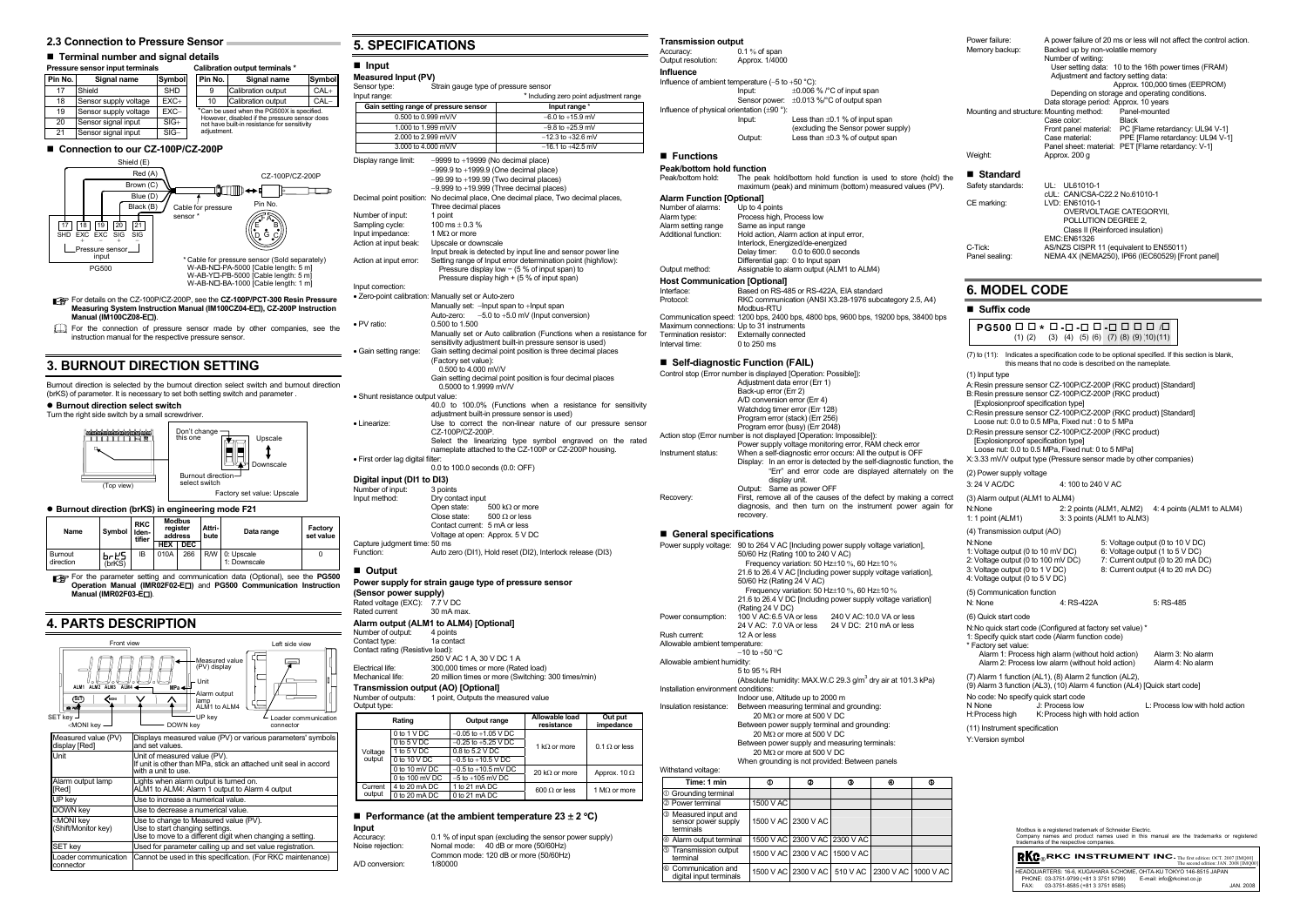## 2.3 Connection to Pressure Sensor

### ■ Terminal number and signal details

**Pressure sensor input terminals**

| Pin No. | Signal name | Symbol |
|---|---|---|
| 17 | Shield | SHD |
| 18 | Sensor supply voltage | EXC+ |
| 19 | Sensor supply voltage | EXC− |
| 20 | Sensor signal input | SIG+ |
| 21 | Sensor signal input | SIG− |

**Calibration output terminals ***

| Pin No. | Signal name | Symbol |
|---|---|---|
| 9 | Calibration output | CAL+ |
| 10 | Calibration output | CAL− |

* Can be used when the PG500X is specified. However, disabled if the pressure sensor does not have built-in resistance for sensitivity adjustment.

### ■ Connection to our CZ-100P/CZ-200P

Shield (E)
Red (A)
Brown (C)
Blue (D)
Black (B)
Cable for pressure sensor *
CZ-100P/CZ-200P
Pin No.
17 18 19 20 21
SHD EXC EXC SIG SIG
Pressure sensor input
PG500

* Cable for pressure sensor (Sold separately)
W-AB-N□-PA-5000 [Cable length: 5 m]
W-AB-Y□-PB-5000 [Cable length: 5 m]
W-AB-N□-BA-1000 [Cable length: 1 m]

For details on the CZ-100P/CZ-200P, see the **CZ-100P/PCT-300 Resin Pressure Measuring System Instruction Manual (IM100CZ04-E□)**, **CZ-200P Instruction Manual (IM100CZ08-E□)**.

For the connection of pressure sensor made by other companies, see the instruction manual for the respective pressure sensor.

# 3. BURNOUT DIRECTION SETTING

Burnout direction is selected by the burnout direction select switch and burnout direction (brKS) of parameter. It is necessary to set both setting switch and parameter .

● **Burnout direction select switch**

Turn the right side switch by a small screwdriver.

(Top view)
Don't change this one
Upscale
Downscale
Burnout direction select switch
Factory set value: Upscale

● **Burnout direction (brKS) in engineering mode F21**

| Name | Symbol | RKC Identifier | Modbus register address HEX | Modbus register address DEC | Attribute | Data range | Factory set value |
|---|---|---|---|---|---|---|---|
| Burnout direction | brKS (brKS) | IB | 010A | 266 | R/W | 0: Upscale<br>1: Downscale | 0 |

For the parameter setting and communication data (Optional), see the **PG500 Operation Manual (IMR02F02-E□)** and **PG500 Communication Instruction Manual (IMR02F03-E□)**.

# 4. PARTS DESCRIPTION

Front view / Left side view

| | |
|---|---|
| Measured value (PV) display [Red] | Displays measured value (PV) or various parameters' symbols and set values. |
| Unit | Unit of measured value (PV).<br>If unit is other than MPa, stick an attached unit seal in accord with a unit to use. |
| Alarm output lamp [Red] | Lights when alarm output is turned on.<br>ALM1 to ALM4: Alarm 1 output to Alarm 4 output |
| UP key | Use to increase a numerical value. |
| DOWN key | Use to decrease a numerical value. |
| <MONI key (Shift/Monitor key) | Use to change to Measured value (PV).<br>Use to start changing settings.<br>Use to move to a different digit when changing a setting. |
| SET key | Used for parameter calling up and set value registration. |
| Loader communication connector | Cannot be used in this specification. (For RKC maintenance) |

# 5. SPECIFICATIONS

### ■ Input

**Measured Input (PV)**

Sensor type: Strain gauge type of pressure sensor
Input range: * Including zero point adjustment range

| Gain setting range of pressure sensor | Input range * |
|---|---|
| 0.500 to 0.999 mV/V | −6.0 to +15.9 mV |
| 1.000 to 1.999 mV/V | −9.8 to +25.9 mV |
| 2.000 to 2.999 mV/V | −12.3 to +32.6 mV |
| 3.000 to 4.000 mV/V | −16.1 to +42.5 mV |

Display range limit: −9999 to +19999 (No decimal place)
−999.9 to +1999.9 (One decimal place)
−99.99 to +199.99 (Two decimal places)
−9.999 to +19.999 (Three decimal places)
Decimal point position: No decimal place, One decimal place, Two decimal places, Three decimal places
Number of input: 1 point
Sampling cycle: 100 ms ± 0.3 %
Input impedance: 1 MΩ or more
Action at input beak: Upscale or downscale
Input break is detected by input line and sensor power line
Action at input error: Setting range of Input error determination point (high/low): Pressure display low − (5 % of input span) to Pressure display high + (5 % of input span)
Input correction:
• Zero-point calibration: Manually set or Auto-zero
Manually set: −Input span to +Input span
Auto-zero: −5.0 to +5.0 mV (Input conversion)
• PV ratio: 0.500 to 1.500
Manually set or Auto calibration (Functions when a resistance for sensitivity adjustment built-in pressure sensor is used)
• Gain setting range: Gain setting decimal point position is three decimal places
(Factory set value):
0.500 to 4.000 mV/V
Gain setting decimal point position is four decimal places
0.5000 to 1.9999 mV/V
• Shunt resistance output value:
40.0 to 100.0% (Functions when a resistance for sensitivity adjustment built-in pressure sensor is used)
• Linearize: Use to correct the non-linear nature of our pressure sensor CZ-100P/CZ-200P.
Select the linearizing type symbol engraved on the rated nameplate attached to the CZ-100P or CZ-200P housing.
• First order lag digital filter:
0.0 to 100.0 seconds (0.0: OFF)

**Digital input (DI1 to DI3)**

Number of input: 3 points
Input method: Dry contact input
Open state: 500 kΩ or more
Close state: 500 Ω or less
Contact current: 5 mA or less
Voltage at open: Approx. 5 V DC
Capture judgment time: 50 ms
Function: Auto zero (DI1), Hold reset (DI2), Interlock release (DI3)

### ■ Output

**Power supply for strain gauge type of pressure sensor (Sensor power supply)**

Rated voltage (EXC): 7.7 V DC
Rated current 30 mA max.

**Alarm output (ALM1 to ALM4) [Optional]**

Number of output: 4 points
Contact type: 1a contact
Contact rating (Resistive load):
250 V AC 1 A, 30 V DC 1 A
Electrical life: 300,000 times or more (Rated load)
Mechanical life: 20 million times or more (Switching: 300 times/min)

**Transmission output (AO) [Optional]**

Number of outputs: 1 point, Outputs the measured value
Output type:

| Rating | | Output range | Allowable load resistance | Out put impedance |
|---|---|---|---|---|
| Voltage output | 0 to 1 V DC | −0.05 to +1.05 V DC | 1 kΩ or more | 0.1 Ω or less |
| | 0 to 5 V DC | −0.25 to +5.25 V DC | | |
| | 1 to 5 V DC | 0.8 to 5.2 V DC | | |
| | 0 to 10 V DC | −0.5 to +10.5 V DC | | |
| | 0 to 10 mV DC | −0.5 to +10.5 mV DC | 20 kΩ or more | Approx. 10 Ω |
| | 0 to 100 mV DC | −5 to +105 mV DC | | |
| Current output | 4 to 20 mA DC | 1 to 21 mA DC | 600 Ω or less | 1 MΩ or more |
| | 0 to 20 mA DC | 0 to 21 mA DC | | |

### ■ Performance (at the ambient temperature 23 ± 2 °C)

**Input**

Accuracy: 0.1 % of input span (excluding the sensor power supply)
Noise rejection: Nomal mode: 40 dB or more (50/60Hz)
Common mode: 120 dB or more (50/60Hz)
A/D conversion: 1/80000

**Transmission output**

Accuracy: 0.1 % of span
Output resolution: Approx. 1/4000

**Influence**

Influence of ambient temperature (−5 to +50 °C):
Input: ±0.006 % /°C of input span
Sensor power: ±0.013 %/°C of output span
Influence of physical orientation (±90 °):
Input: Less than ±0.1 % of input span (excluding the Sensor power supply)
Output: Less than ±0.3 % of output span

### ■ Functions

**Peak/bottom hold function**

Peak/bottom hold: The peak hold/bottom hold function is used to store (hold) the maximum (peak) and minimum (bottom) measured values (PV).

**Alarm Function [Optional]**

Number of alarms: Up to 4 points
Alarm type: Process high, Process low
Alarm setting range Same as input range
Additional function: Hold action, Alarm action at input error, Interlock, Energized/de-energized
Delay timer: 0.0 to 600.0 seconds
Differential gap: 0 to Input span
Output method: Assignable to alarm output (ALM1 to ALM4)

**Host Communication [Optional]**

Interface: Based on RS-485 or RS-422A, EIA standard
Protocol: RKC communication (ANSI X3.28-1976 subcategory 2.5, A4)
Modbus-RTU
Communication speed: 1200 bps, 2400 bps, 4800 bps, 9600 bps, 19200 bps, 38400 bps
Maximum connections: Up to 31 instruments
Termination resistor: Externally connected
Interval time: 0 to 250 ms

### ■ Self-diagnostic Function (FAIL)

Control stop (Error number is displayed [Operation: Possible]):
Adjustment data error (Err 1)
Back-up error (Err 2)
A/D conversion error (Err 4)
Watchdog timer error (Err 128)
Program error (stack) (Err 256)
Program error (busy) (Err 2048)
Action stop (Error number is not displayed [Operation: Impossible]):
Power supply voltage monitoring error, RAM check error
Instrument status: When a self-diagnostic error occurs: All the output is OFF
Display: In an error is detected by the self-diagnostic function, the "Err" and error code are displayed alternately on the display unit.
Output: Same as power OFF
Recovery: First, remove all of the causes of the defect by making a correct diagnosis, and then turn on the instrument power again for recovery.

### ■ General specifications

Power supply voltage: 90 to 264 V AC [Including power supply voltage variation], 50/60 Hz (Rating 100 to 240 V AC)
Frequency variation: 50 Hz±10 %, 60 Hz±10 %
21.6 to 26.4 V AC [Including power supply voltage variation], 50/60 Hz (Rating 24 V AC)
Frequency variation: 50 Hz±10 %, 60 Hz±10 %
21.6 to 26.4 V DC [Including power supply voltage variation] (Rating 24 V DC)
Power consumption: 100 V AC: 6.5 VA or less 240 V AC: 10.0 VA or less
24 V AC: 7.0 VA or less 24 V DC: 210 mA or less
Rush current: 12 A or less
Allowable ambient temperature:
−10 to +50 °C
Allowable ambient humidity:
5 to 95 % RH
(Absolute humidity: MAX.W.C 29.3 g/m$^3$ dry air at 101.3 kPa)
Installation environment conditions:
Indoor use, Altitude up to 2000 m
Insulation resistance: Between measuring terminal and grounding:
20 MΩ or more at 500 V DC
Between power supply terminal and grounding:
20 MΩ or more at 500 V DC
Between power supply and measuring terminals:
20 MΩ or more at 500 V DC
When grounding is not provided: Between panels
Withstand voltage:

| Time: 1 min | ① | ② | ③ | ④ | ⑤ |
|---|---|---|---|---|---|
| ① Grounding terminal | | | | | |
| ② Power terminal | 1500 V AC | | | | |
| ③ Measured input and sensor power supply terminals | 1500 V AC | 2300 V AC | | | |
| ④ Alarm output terminal | 1500 V AC | 2300 V AC | 2300 V AC | | |
| ⑤ Transmission output terminal | 1500 V AC | 2300 V AC | 1500 V AC | | |
| ⑥ Communication and digital input terminals | 1500 V AC | 2300 V AC | 510 V AC | 2300 V AC | 1000 V AC |

Power failure: A power failure of 20 ms or less will not affect the control action.
Memory backup: Backed up by non-volatile memory
Number of writing:
User setting data: 10 to the 16th power times (FRAM)
Adjustment and factory setting data:
Approx. 100,000 times (EEPROM)
Depending on storage and operating conditions.
Data storage period: Approx. 10 years
Mounting and structure: Mounting method: Panel-mounted
Case color: Black
Front panel material: PC [Flame retardancy: UL94 V-1]
Case material: PPE [Flame retardancy: UL94 V-1]
Panel sheet material: PET [Flame retardancy: V-1]
Weight: Approx. 200 g

### ■ Standard

Safety standards: UL: UL61010-1
cUL: CAN/CSA-C22.2 No.61010-1
CE marking: LVD: EN61010-1
OVERVOLTAGE CATEGORYII,
POLLUTION DEGREE 2,
Class II (Reinforced insulation)
EMC:EN61326
C-Tick: AS/NZS CISPR 11 (equivalent to EN55011)
Panel sealing: NEMA 4X (NEMA250), IP66 (IEC60529) [Front panel]

# 6. MODEL CODE

### ■ Suffix code

**PG500 □ □ * □ - □ - □ □ - □ □ □ □ /□**
(1) (2) (3) (4) (5) (6) (7) (8) (9) (10)(11)

(7) to (11): Indicates a specification code to be optional specified. If this section is blank, this means that no code is described on the nameplate.

(1) Input type
A: Resin pressure sensor CZ-100P/CZ-200P (RKC product) [Standard]
B: Resin pressure sensor CZ-100P/CZ-200P (RKC product) [Explosionproof specification type]
C: Resin pressure sensor CZ-100P/CZ-200P (RKC product) [Standard] Loose nut: 0.0 to 0.5 MPa, Fixed nut : 0 to 5 MPa
D: Resin pressure sensor CZ-100P/CZ-200P (RKC product) [Explosionproof specification type] Loose nut: 0.0 to 0.5 MPa, Fixed nut: 0 to 5 MPa]
X: 3.33 mV/V output type (Pressure sensor made by other companies)

(2) Power supply voltage
3: 24 V AC/DC 4: 100 to 240 V AC

(3) Alarm output (ALM1 to ALM4)
N: None 2: 2 points (ALM1, ALM2) 4: 4 points (ALM1 to ALM4)
1: 1 point (ALM1) 3: 3 points (ALM1 to ALM3)

(4) Transmission output (AO)
N: None 5: Voltage output (0 to 10 V DC)
1: Voltage output (0 to 10 mV DC) 6: Voltage output (1 to 5 V DC)
2: Voltage output (0 to 100 mV DC) 7: Current output (0 to 20 mA DC)
3: Voltage output (0 to 1 V DC) 8: Current output (4 to 20 mA DC)
4: Voltage output (0 to 5 V DC)

(5) Communication function
N: None 4: RS-422A 5: RS-485

(6) Quick start code
N: No quick start code (Configured at factory set value) *
1: Specify quick start code (Alarm function code)
* Factory set value:
Alarm 1: Process high alarm (without hold action) Alarm 3: No alarm
Alarm 2: Process low alarm (without hold action) Alarm 4: No alarm

(7) Alarm 1 function (AL1), (8) Alarm 2 function (AL2),
(9) Alarm 3 function (AL3), (10) Alarm 4 function (AL4) [Quick start code]
No code: No specify quick start code
N None J: Process low L: Process low with hold action
H: Process high K: Process high with hold action

(11) Instrument specification
Y: Version symbol

Modbus is a registered trademark of Schneider Electric.
Company names and product names used in this manual are the trademarks or registered trademarks of the respective companies.

**RKC INSTRUMENT INC.** The first edition: OCT. 2007 [IMQ00] The second edition: JAN. 2008 [IMQ00]
HEADQUARTERS: 16-6, KUGAHARA 5-CHOME, OHTA-KU TOKYO 146-8515 JAPAN
PHONE: 03-3751-9799 (+81 3 3751 9799) E-mail: info@rkcinst.co.jp
FAX: 03-3751-8585 (+81 3 3751 8585) JAN. 2008